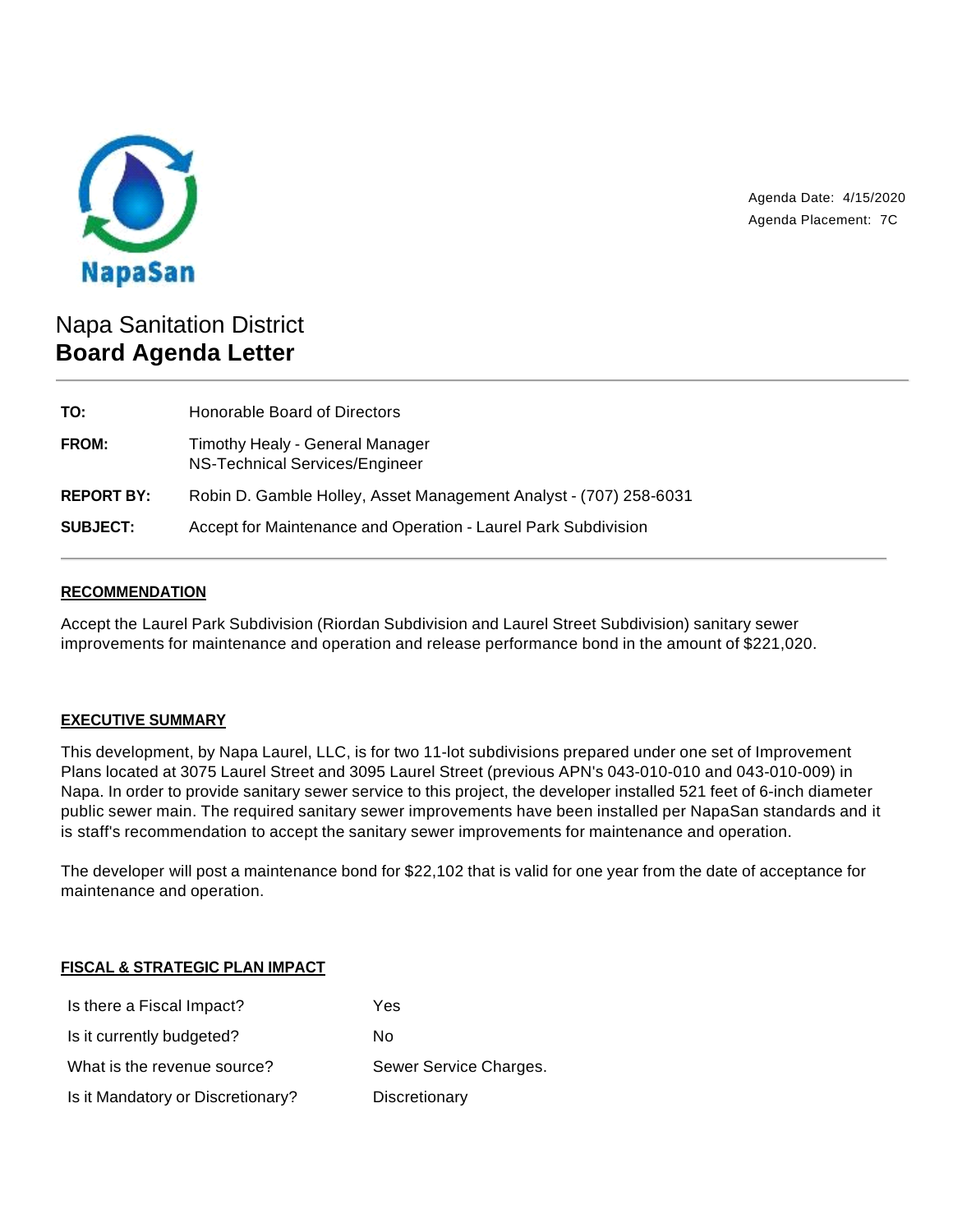NapaSan

Agenda Date: 4/15/2020
Agenda Placement: 7C

# Napa Sanitation District
# **Board Agenda Letter**

| | |
|---|---|
| **TO:** | Honorable Board of Directors |
| **FROM:** | Timothy Healy - General Manager<br>NS-Technical Services/Engineer |
| **REPORT BY:** | Robin D. Gamble Holley, Asset Management Analyst - (707) 258-6031 |
| **SUBJECT:** | Accept for Maintenance and Operation - Laurel Park Subdivision |

## RECOMMENDATION

Accept the Laurel Park Subdivision (Riordan Subdivision and Laurel Street Subdivision) sanitary sewer improvements for maintenance and operation and release performance bond in the amount of $221,020.

## EXECUTIVE SUMMARY

This development, by Napa Laurel, LLC, is for two 11-lot subdivisions prepared under one set of Improvement Plans located at 3075 Laurel Street and 3095 Laurel Street (previous APN's 043-010-010 and 043-010-009) in Napa. In order to provide sanitary sewer service to this project, the developer installed 521 feet of 6-inch diameter public sewer main. The required sanitary sewer improvements have been installed per NapaSan standards and it is staff's recommendation to accept the sanitary sewer improvements for maintenance and operation.

The developer will post a maintenance bond for $22,102 that is valid for one year from the date of acceptance for maintenance and operation.

## FISCAL & STRATEGIC PLAN IMPACT

| | |
|---|---|
| Is there a Fiscal Impact? | Yes |
| Is it currently budgeted? | No |
| What is the revenue source? | Sewer Service Charges. |
| Is it Mandatory or Discretionary? | Discretionary |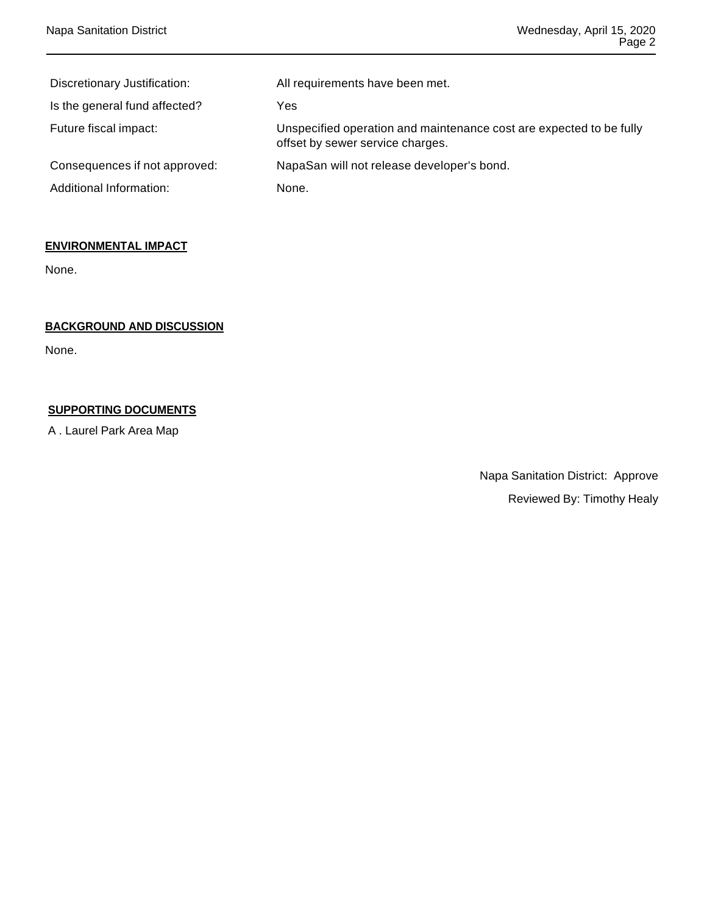| | |
|---|---|
| Discretionary Justification: | All requirements have been met. |
| Is the general fund affected? | Yes |
| Future fiscal impact: | Unspecified operation and maintenance cost are expected to be fully offset by sewer service charges. |
| Consequences if not approved: | NapaSan will not release developer's bond. |
| Additional Information: | None. |

## ENVIRONMENTAL IMPACT

None.

## BACKGROUND AND DISCUSSION

None.

## SUPPORTING DOCUMENTS

A . Laurel Park Area Map

Napa Sanitation District: Approve

Reviewed By: Timothy Healy